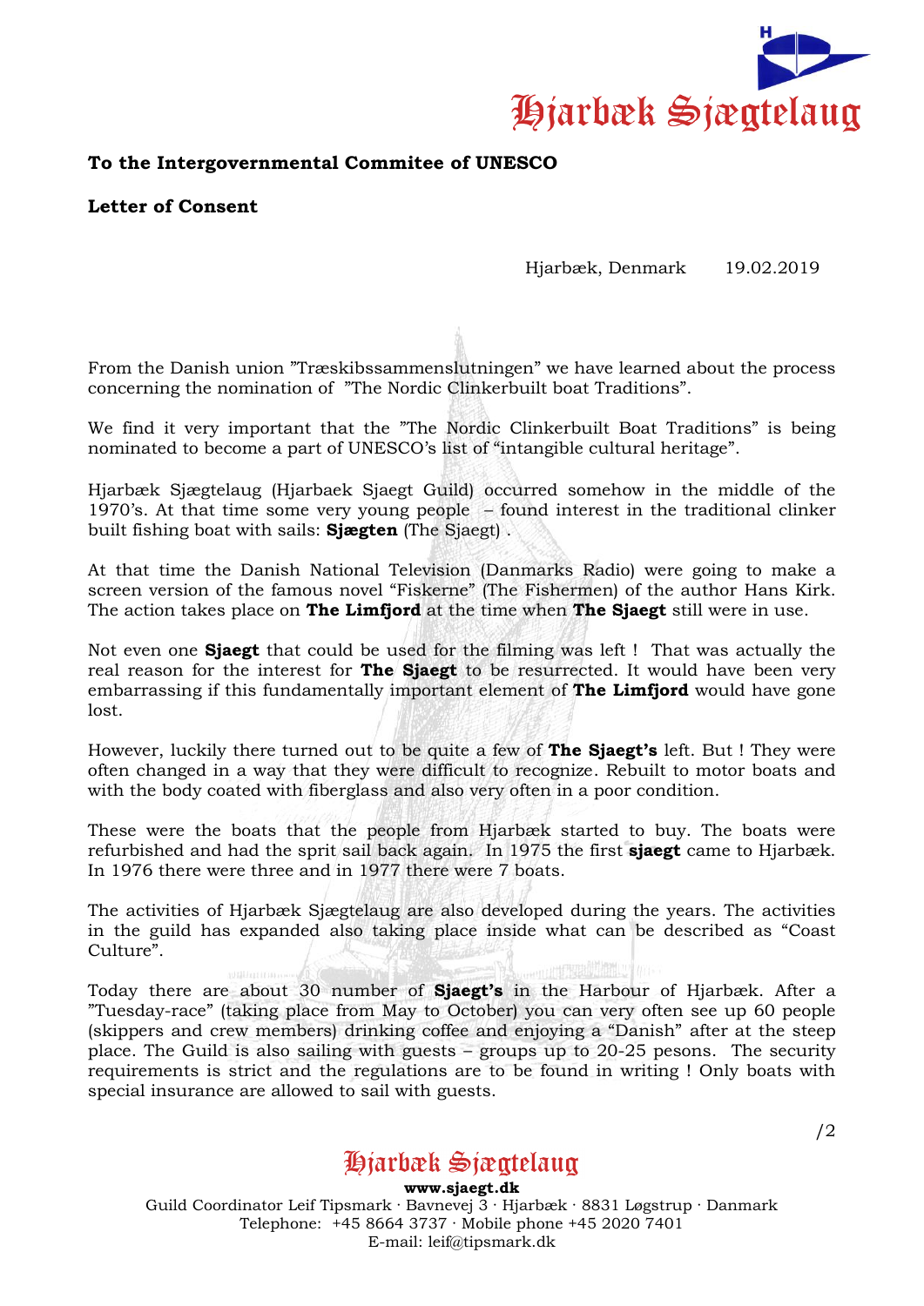Hjarbæk Sjægtelaug

**To the Intergovernmental Commitee of UNESCO**

**Letter of Consent**

Hjarbæk, Denmark 19.02.2019

From the Danish union ”Træskibssammenslutningen” we have learned about the process concerning the nomination of ”The Nordic Clinkerbuilt boat Traditions”.

We find it very important that the ”The Nordic Clinkerbuilt Boat Traditions” is being nominated to become a part of UNESCO’s list of “intangible cultural heritage”.

Hjarbæk Sjægtelaug (Hjarbaek Sjaegt Guild) occurred somehow in the middle of the 1970’s. At that time some very young people – found interest in the traditional clinker built fishing boat with sails: **Sjægten** (The Sjaegt) .

At that time the Danish National Television (Danmarks Radio) were going to make a screen version of the famous novel “Fiskerne” (The Fishermen) of the author Hans Kirk. The action takes place on **The Limfjord** at the time when **The Sjaegt** still were in use.

Not even one **Sjaegt** that could be used for the filming was left ! That was actually the real reason for the interest for **The Sjaegt** to be resurrected. It would have been very embarrassing if this fundamentally important element of **The Limfjord** would have gone lost.

However, luckily there turned out to be quite a few of **The Sjaegt’s** left. But ! They were often changed in a way that they were difficult to recognize. Rebuilt to motor boats and with the body coated with fiberglass and also very often in a poor condition.

These were the boats that the people from Hjarbæk started to buy. The boats were refurbished and had the sprit sail back again. In 1975 the first **sjaegt** came to Hjarbæk. In 1976 there were three and in 1977 there were 7 boats.

The activities of Hjarbæk Sjægtelaug are also developed during the years. The activities in the guild has expanded also taking place inside what can be described as “Coast Culture”.

Today there are about 30 number of **Sjaegt’s** in the Harbour of Hjarbæk. After a ”Tuesday-race” (taking place from May to October) you can very often see up 60 people (skippers and crew members) drinking coffee and enjoying a “Danish” after at the steep place. The Guild is also sailing with guests – groups up to 20-25 pesons. The security requirements is strict and the regulations are to be found in writing ! Only boats with special insurance are allowed to sail with guests.

/2

Hjarbæk Sjægtelaug
**www.sjaegt.dk**
Guild Coordinator Leif Tipsmark · Bavnevej 3 · Hjarbæk · 8831 Løgstrup · Danmark
Telephone: +45 8664 3737 · Mobile phone +45 2020 7401
E-mail: leif@tipsmark.dk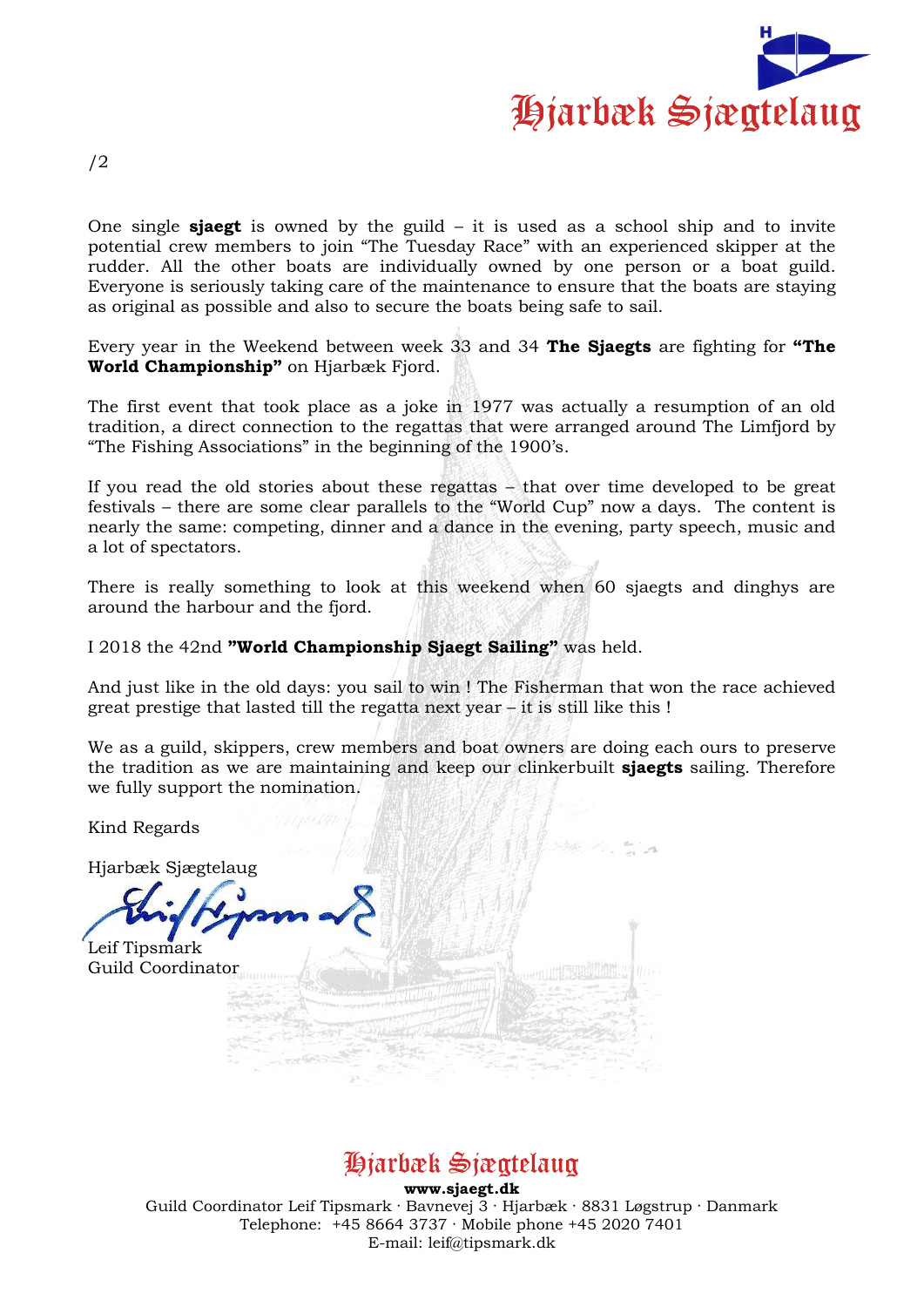One single **sjaegt** is owned by the guild – it is used as a school ship and to invite potential crew members to join "The Tuesday Race" with an experienced skipper at the rudder. All the other boats are individually owned by one person or a boat guild. Everyone is seriously taking care of the maintenance to ensure that the boats are staying as original as possible and also to secure the boats being safe to sail.

Every year in the Weekend between week 33 and 34 **The Sjaegts** are fighting for **"The World Championship"** on Hjarbæk Fjord.

The first event that took place as a joke in 1977 was actually a resumption of an old tradition, a direct connection to the regattas that were arranged around The Limfjord by "The Fishing Associations" in the beginning of the 1900's.

If you read the old stories about these regattas – that over time developed to be great festivals – there are some clear parallels to the "World Cup" now a days. The content is nearly the same: competing, dinner and a dance in the evening, party speech, music and a lot of spectators.

There is really something to look at this weekend when 60 sjaegts and dinghys are around the harbour and the fjord.

I 2018 the 42nd **"World Championship Sjaegt Sailing"** was held.

And just like in the old days: you sail to win ! The Fisherman that won the race achieved great prestige that lasted till the regatta next year – it is still like this !

We as a guild, skippers, crew members and boat owners are doing each ours to preserve the tradition as we are maintaining and keep our clinkerbuilt **sjaegts** sailing. Therefore we fully support the nomination.

Kind Regards

Hjarbæk Sjægtelaug

Leif Tipsmark
Guild Coordinator

Hjarbæk Sjægtelaug
**www.sjaegt.dk**
Guild Coordinator Leif Tipsmark · Bavnevej 3 · Hjarbæk · 8831 Løgstrup · Danmark
Telephone: +45 8664 3737 · Mobile phone +45 2020 7401
E-mail: leif@tipsmark.dk